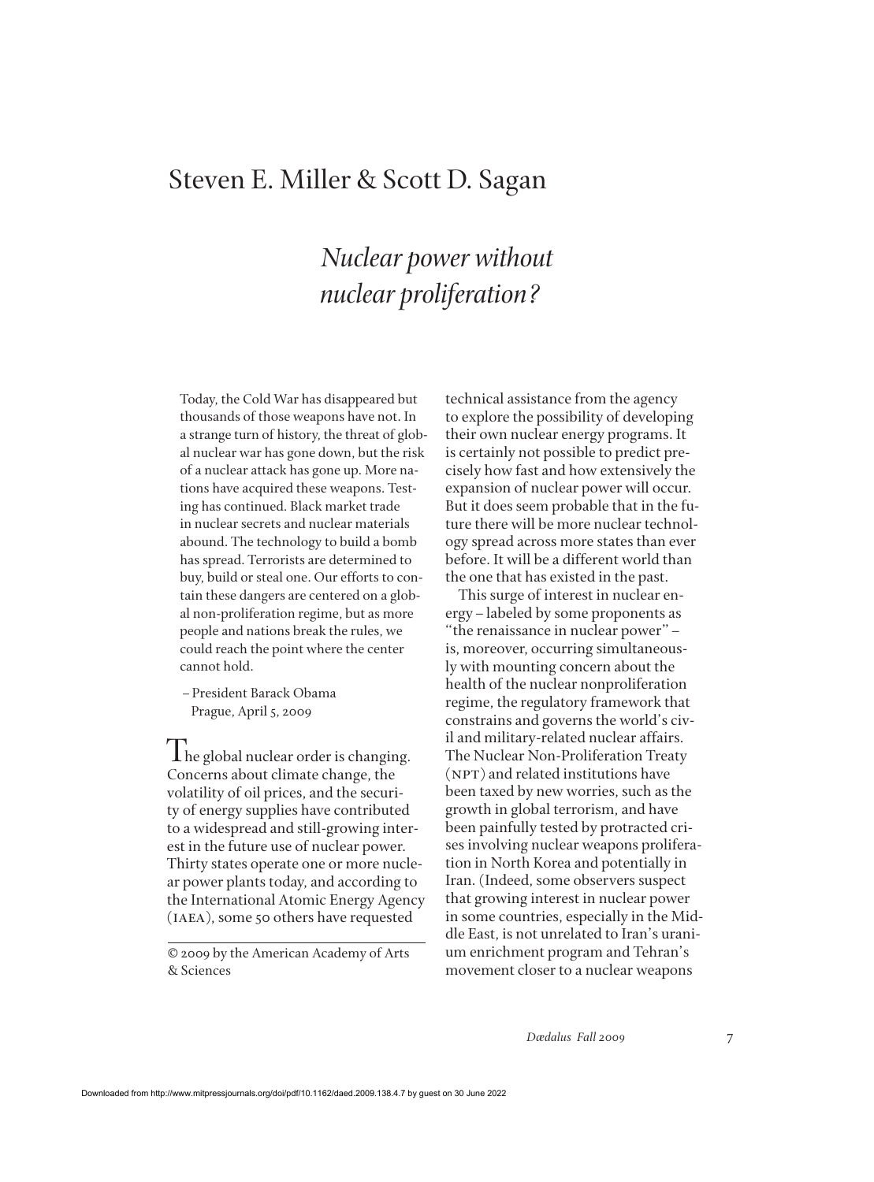# Steven E. Miller & Scott D. Sagan

## *Nuclear power without nuclear proliferation?*

> Today, the Cold War has disappeared but thousands of those weapons have not. In a strange turn of history, the threat of global nuclear war has gone down, but the risk of a nuclear attack has gone up. More nations have acquired these weapons. Testing has continued. Black market trade in nuclear secrets and nuclear materials abound. The technology to build a bomb has spread. Terrorists are determined to buy, build or steal one. Our efforts to contain these dangers are centered on a global non-proliferation regime, but as more people and nations break the rules, we could reach the point where the center cannot hold.
>
> –President Barack Obama
> Prague, April 5, 2009

The global nuclear order is changing. Concerns about climate change, the volatility of oil prices, and the security of energy supplies have contributed to a widespread and still-growing interest in the future use of nuclear power. Thirty states operate one or more nuclear power plants today, and according to the International Atomic Energy Agency (IAEA), some 50 others have requested technical assistance from the agency to explore the possibility of developing their own nuclear energy programs. It is certainly not possible to predict precisely how fast and how extensively the expansion of nuclear power will occur. But it does seem probable that in the future there will be more nuclear technology spread across more states than ever before. It will be a different world than the one that has existed in the past.

This surge of interest in nuclear energy–labeled by some proponents as "the renaissance in nuclear power"–is, moreover, occurring simultaneously with mounting concern about the health of the nuclear nonproliferation regime, the regulatory framework that constrains and governs the world's civil and military-related nuclear affairs. The Nuclear Non-Proliferation Treaty (NPT) and related institutions have been taxed by new worries, such as the growth in global terrorism, and have been painfully tested by protracted crises involving nuclear weapons proliferation in North Korea and potentially in Iran. (Indeed, some observers suspect that growing interest in nuclear power in some countries, especially in the Middle East, is not unrelated to Iran's uranium enrichment program and Tehran's movement closer to a nuclear weapons

© 2009 by the American Academy of Arts & Sciences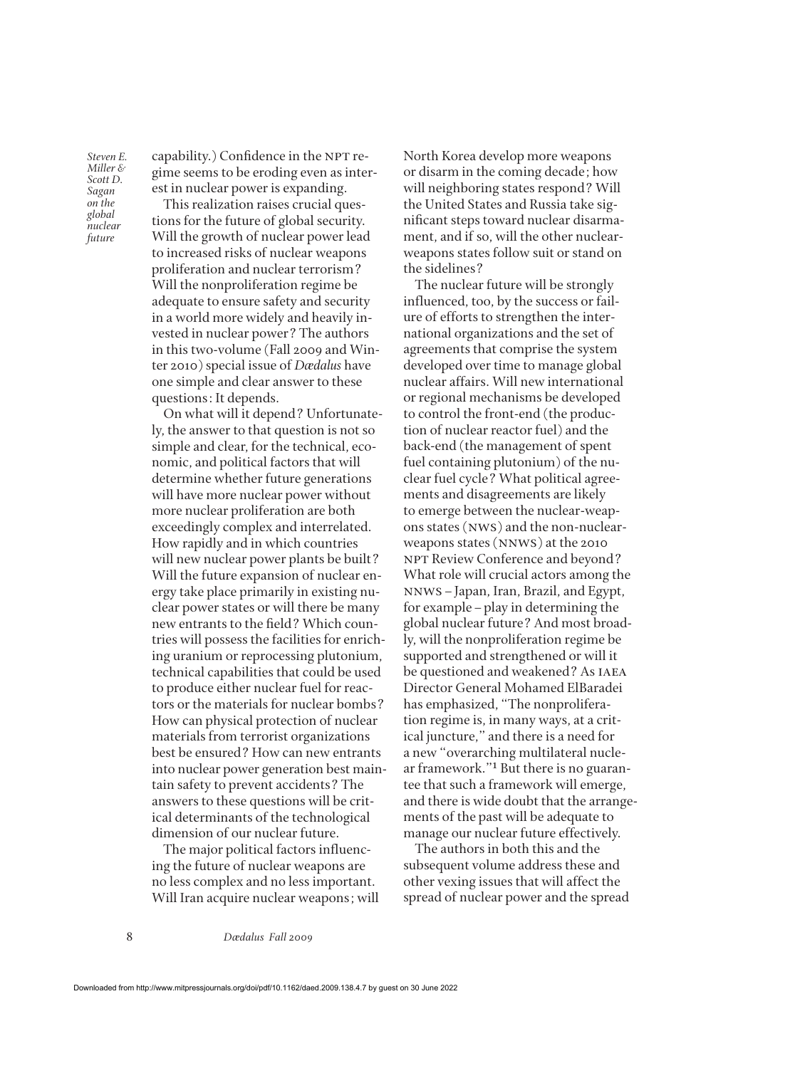capability.) Confidence in the NPT regime seems to be eroding even as interest in nuclear power is expanding.

This realization raises crucial questions for the future of global security. Will the growth of nuclear power lead to increased risks of nuclear weapons proliferation and nuclear terrorism? Will the nonproliferation regime be adequate to ensure safety and security in a world more widely and heavily invested in nuclear power? The authors in this two-volume (Fall 2009 and Winter 2010) special issue of *Dædalus* have one simple and clear answer to these questions: It depends.

On what will it depend? Unfortunately, the answer to that question is not so simple and clear, for the technical, economic, and political factors that will determine whether future generations will have more nuclear power without more nuclear proliferation are both exceedingly complex and interrelated. How rapidly and in which countries will new nuclear power plants be built? Will the future expansion of nuclear energy take place primarily in existing nuclear power states or will there be many new entrants to the field? Which countries will possess the facilities for enriching uranium or reprocessing plutonium, technical capabilities that could be used to produce either nuclear fuel for reactors or the materials for nuclear bombs? How can physical protection of nuclear materials from terrorist organizations best be ensured? How can new entrants into nuclear power generation best maintain safety to prevent accidents? The answers to these questions will be critical determinants of the technological dimension of our nuclear future.

The major political factors influencing the future of nuclear weapons are no less complex and no less important. Will Iran acquire nuclear weapons; will North Korea develop more weapons or disarm in the coming decade; how will neighboring states respond? Will the United States and Russia take significant steps toward nuclear disarmament, and if so, will the other nuclear-weapons states follow suit or stand on the sidelines?

The nuclear future will be strongly influenced, too, by the success or failure of efforts to strengthen the international organizations and the set of agreements that comprise the system developed over time to manage global nuclear affairs. Will new international or regional mechanisms be developed to control the front-end (the production of nuclear reactor fuel) and the back-end (the management of spent fuel containing plutonium) of the nuclear fuel cycle? What political agreements and disagreements are likely to emerge between the nuclear-weapons states (NWS) and the non-nuclear-weapons states (NNWS) at the 2010 NPT Review Conference and beyond? What role will crucial actors among the NNWS – Japan, Iran, Brazil, and Egypt, for example – play in determining the global nuclear future? And most broadly, will the nonproliferation regime be supported and strengthened or will it be questioned and weakened? As IAEA Director General Mohamed ElBaradei has emphasized, "The nonproliferation regime is, in many ways, at a critical juncture," and there is a need for a new "overarching multilateral nuclear framework."[1] But there is no guarantee that such a framework will emerge, and there is wide doubt that the arrangements of the past will be adequate to manage our nuclear future effectively.

The authors in both this and the subsequent volume address these and other vexing issues that will affect the spread of nuclear power and the spread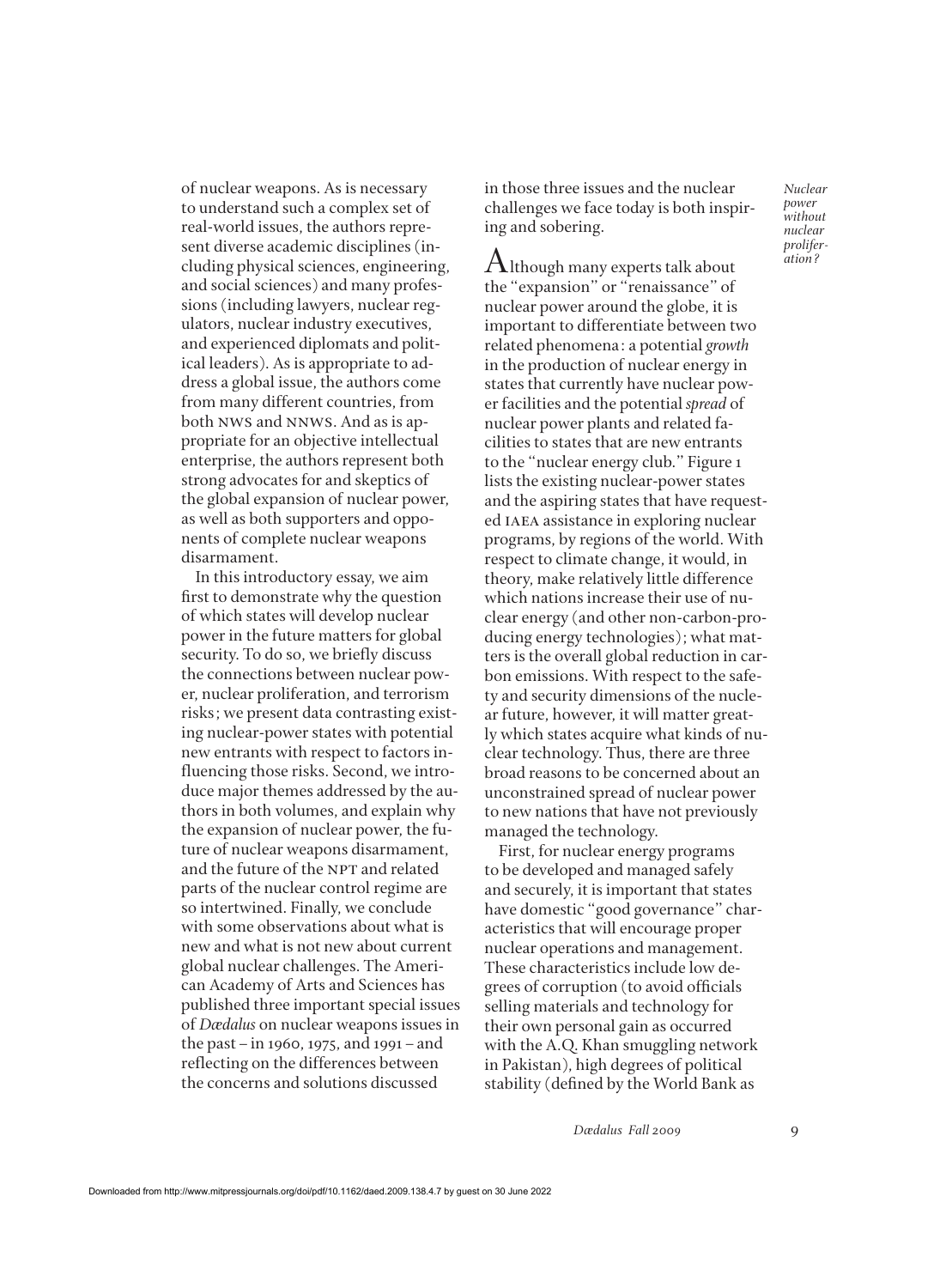of nuclear weapons. As is necessary to understand such a complex set of real-world issues, the authors represent diverse academic disciplines (including physical sciences, engineering, and social sciences) and many professions (including lawyers, nuclear regulators, nuclear industry executives, and experienced diplomats and political leaders). As is appropriate to address a global issue, the authors come from many different countries, from both NWS and NNWS. And as is appropriate for an objective intellectual enterprise, the authors represent both strong advocates for and skeptics of the global expansion of nuclear power, as well as both supporters and opponents of complete nuclear weapons disarmament.

In this introductory essay, we aim first to demonstrate why the question of which states will develop nuclear power in the future matters for global security. To do so, we briefly discuss the connections between nuclear power, nuclear proliferation, and terrorism risks; we present data contrasting existing nuclear-power states with potential new entrants with respect to factors influencing those risks. Second, we introduce major themes addressed by the authors in both volumes, and explain why the expansion of nuclear power, the future of nuclear weapons disarmament, and the future of the NPT and related parts of the nuclear control regime are so intertwined. Finally, we conclude with some observations about what is new and what is not new about current global nuclear challenges. The American Academy of Arts and Sciences has published three important special issues of *Dædalus* on nuclear weapons issues in the past – in 1960, 1975, and 1991 – and reflecting on the differences between the concerns and solutions discussed in those three issues and the nuclear challenges we face today is both inspiring and sobering.

Although many experts talk about the "expansion" or "renaissance" of nuclear power around the globe, it is important to differentiate between two related phenomena: a potential *growth* in the production of nuclear energy in states that currently have nuclear power facilities and the potential *spread* of nuclear power plants and related facilities to states that are new entrants to the "nuclear energy club." Figure 1 lists the existing nuclear-power states and the aspiring states that have requested IAEA assistance in exploring nuclear programs, by regions of the world. With respect to climate change, it would, in theory, make relatively little difference which nations increase their use of nuclear energy (and other non-carbon-producing energy technologies); what matters is the overall global reduction in carbon emissions. With respect to the safety and security dimensions of the nuclear future, however, it will matter greatly which states acquire what kinds of nuclear technology. Thus, there are three broad reasons to be concerned about an unconstrained spread of nuclear power to new nations that have not previously managed the technology.

First, for nuclear energy programs to be developed and managed safely and securely, it is important that states have domestic "good governance" characteristics that will encourage proper nuclear operations and management. These characteristics include low degrees of corruption (to avoid officials selling materials and technology for their own personal gain as occurred with the A.Q. Khan smuggling network in Pakistan), high degrees of political stability (defined by the World Bank as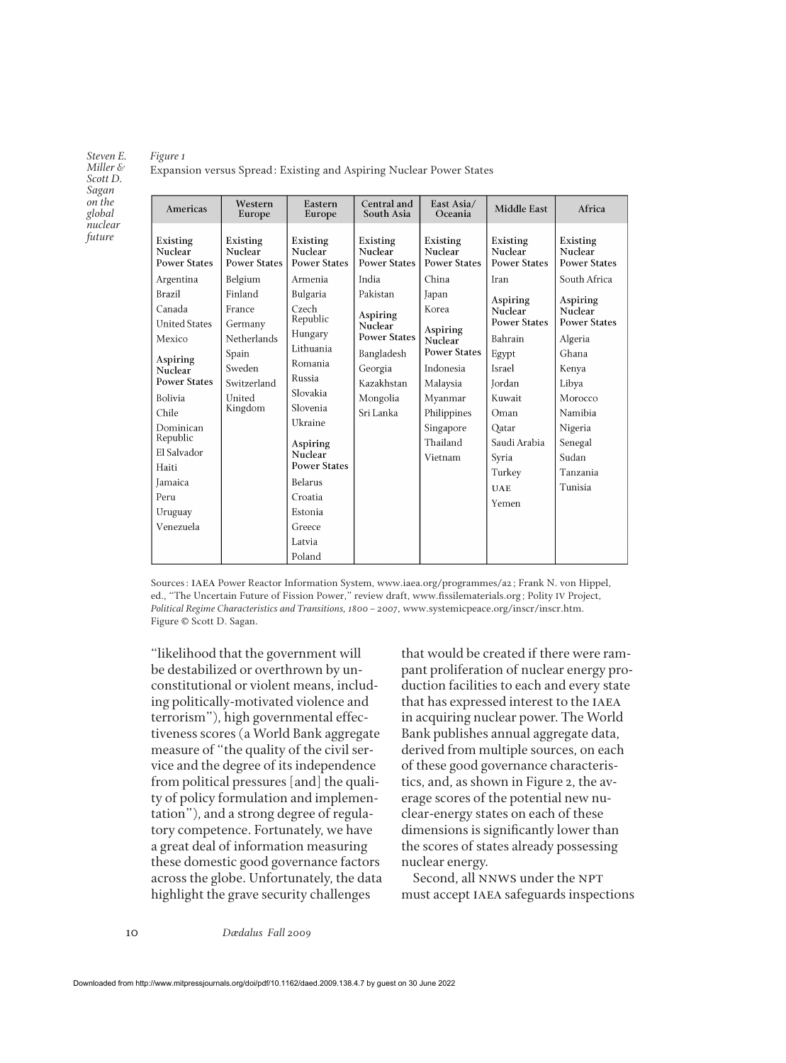*Figure 1*
Expansion versus Spread: Existing and Aspiring Nuclear Power States

| Americas | Western Europe | Eastern Europe | Central and South Asia | East Asia/ Oceania | Middle East | Africa |
|---|---|---|---|---|---|---|
| **Existing Nuclear Power States** | **Existing Nuclear Power States** | **Existing Nuclear Power States** | **Existing Nuclear Power States** | **Existing Nuclear Power States** | **Existing Nuclear Power States** | **Existing Nuclear Power States** |
| Argentina | Belgium | Armenia | India | China | Iran | South Africa |
| Brazil | Finland | Bulgaria | Pakistan | Japan | **Aspiring Nuclear Power States** | **Aspiring Nuclear Power States** |
| Canada | France | Czech Republic | **Aspiring Nuclear Power States** | Korea | Bahrain | Algeria |
| United States | Germany | Hungary | Bangladesh | **Aspiring Nuclear Power States** | Egypt | Ghana |
| Mexico | Netherlands | Lithuania | Georgia | Indonesia | Israel | Kenya |
| **Aspiring Nuclear Power States** | Spain | Romania | Kazakhstan | Malaysia | Jordan | Libya |
| Bolivia | Sweden | Russia | Mongolia | Myanmar | Kuwait | Morocco |
| Chile | Switzerland | Slovakia | Sri Lanka | Philippines | Oman | Namibia |
| Dominican Republic | United Kingdom | Slovenia | | Singapore | Qatar | Nigeria |
| El Salvador | | Ukraine | | Thailand | Saudi Arabia | Senegal |
| Haiti | | **Aspiring Nuclear Power States** | | Vietnam | Syria | Sudan |
| Jamaica | | Belarus | | | Turkey | Tanzania |
| Peru | | Croatia | | | UAE | Tunisia |
| Uruguay | | Estonia | | | Yemen | |
| Venezuela | | Greece | | | | |
| | | Latvia | | | | |
| | | Poland | | | | |

Sources: IAEA Power Reactor Information System, www.iaea.org/programmes/a2; Frank N. von Hippel, ed., "The Uncertain Future of Fission Power," review draft, www.fissilematerials.org; Polity IV Project, *Political Regime Characteristics and Transitions, 1800–2007*, www.systemicpeace.org/inscr/inscr.htm. Figure © Scott D. Sagan.

"likelihood that the government will be destabilized or overthrown by unconstitutional or violent means, including politically-motivated violence and terrorism"), high governmental effectiveness scores (a World Bank aggregate measure of "the quality of the civil service and the degree of its independence from political pressures [and] the quality of policy formulation and implementation"), and a strong degree of regulatory competence. Fortunately, we have a great deal of information measuring these domestic good governance factors across the globe. Unfortunately, the data highlight the grave security challenges that would be created if there were rampant proliferation of nuclear energy production facilities to each and every state that has expressed interest to the IAEA in acquiring nuclear power. The World Bank publishes annual aggregate data, derived from multiple sources, on each of these good governance characteristics, and, as shown in Figure 2, the average scores of the potential new nuclear-energy states on each of these dimensions is significantly lower than the scores of states already possessing nuclear energy.

Second, all NNWS under the NPT must accept IAEA safeguards inspections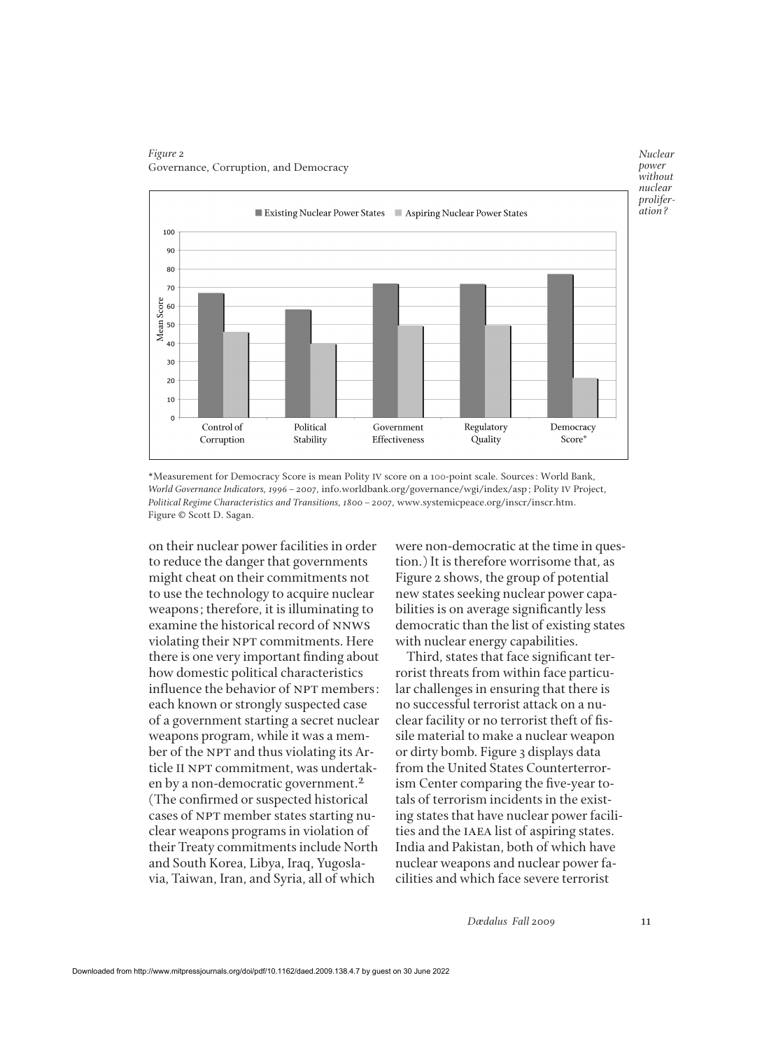*Figure 2*
Governance, Corruption, and Democracy

\*Measurement for Democracy Score is mean Polity IV score on a 100-point scale. Sources: World Bank, *World Governance Indicators, 1996 – 2007*, info.worldbank.org/governance/wgi/index/asp; Polity IV Project, *Political Regime Characteristics and Transitions, 1800 – 2007*, www.systemicpeace.org/inscr/inscr.htm. Figure © Scott D. Sagan.

on their nuclear power facilities in order to reduce the danger that governments might cheat on their commitments not to use the technology to acquire nuclear weapons; therefore, it is illuminating to examine the historical record of NNWS violating their NPT commitments. Here there is one very important finding about how domestic political characteristics influence the behavior of NPT members: each known or strongly suspected case of a government starting a secret nuclear weapons program, while it was a member of the NPT and thus violating its Article II NPT commitment, was undertaken by a non-democratic government.[2] (The confirmed or suspected historical cases of NPT member states starting nuclear weapons programs in violation of their Treaty commitments include North and South Korea, Libya, Iraq, Yugoslavia, Taiwan, Iran, and Syria, all of which were non-democratic at the time in question.) It is therefore worrisome that, as Figure 2 shows, the group of potential new states seeking nuclear power capabilities is on average significantly less democratic than the list of existing states with nuclear energy capabilities.

Third, states that face significant terrorist threats from within face particular challenges in ensuring that there is no successful terrorist attack on a nuclear facility or no terrorist theft of fissile material to make a nuclear weapon or dirty bomb. Figure 3 displays data from the United States Counterterrorism Center comparing the five-year totals of terrorism incidents in the existing states that have nuclear power facilities and the IAEA list of aspiring states. India and Pakistan, both of which have nuclear weapons and nuclear power facilities and which face severe terrorist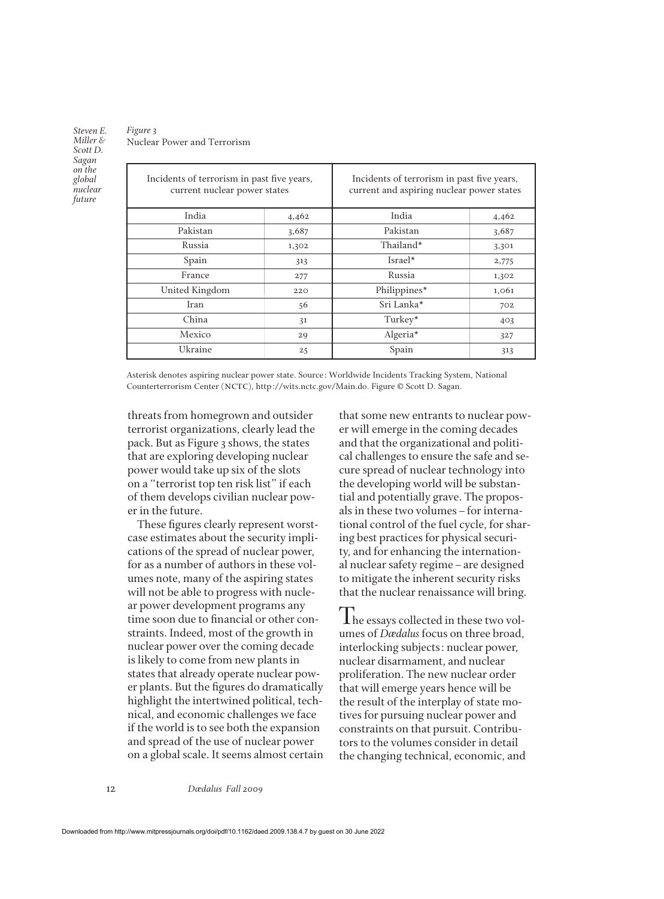*Figure 3*
Nuclear Power and Terrorism

| Incidents of terrorism in past five years, current nuclear power states | | Incidents of terrorism in past five years, current and aspiring nuclear power states | |
|---|---|---|---|
| India | 4,462 | India | 4,462 |
| Pakistan | 3,687 | Pakistan | 3,687 |
| Russia | 1,302 | Thailand* | 3,301 |
| Spain | 313 | Israel* | 2,775 |
| France | 277 | Russia | 1,302 |
| United Kingdom | 220 | Philippines* | 1,061 |
| Iran | 56 | Sri Lanka* | 702 |
| China | 31 | Turkey* | 403 |
| Mexico | 29 | Algeria* | 327 |
| Ukraine | 25 | Spain | 313 |

Asterisk denotes aspiring nuclear power state. Source: Worldwide Incidents Tracking System, National Counterterrorism Center (NCTC), http://wits.nctc.gov/Main.do. Figure © Scott D. Sagan.

threats from homegrown and outsider terrorist organizations, clearly lead the pack. But as Figure 3 shows, the states that are exploring developing nuclear power would take up six of the slots on a "terrorist top ten risk list" if each of them develops civilian nuclear power in the future.

These figures clearly represent worst-case estimates about the security implications of the spread of nuclear power, for as a number of authors in these volumes note, many of the aspiring states will not be able to progress with nuclear power development programs any time soon due to financial or other constraints. Indeed, most of the growth in nuclear power over the coming decade is likely to come from new plants in states that already operate nuclear power plants. But the figures do dramatically highlight the intertwined political, technical, and economic challenges we face if the world is to see both the expansion and spread of the use of nuclear power on a global scale. It seems almost certain that some new entrants to nuclear power will emerge in the coming decades and that the organizational and political challenges to ensure the safe and secure spread of nuclear technology into the developing world will be substantial and potentially grave. The proposals in these two volumes – for international control of the fuel cycle, for sharing best practices for physical security, and for enhancing the international nuclear safety regime – are designed to mitigate the inherent security risks that the nuclear renaissance will bring.

The essays collected in these two volumes of *Dædalus* focus on three broad, interlocking subjects: nuclear power, nuclear disarmament, and nuclear proliferation. The new nuclear order that will emerge years hence will be the result of the interplay of state motives for pursuing nuclear power and constraints on that pursuit. Contributors to the volumes consider in detail the changing technical, economic, and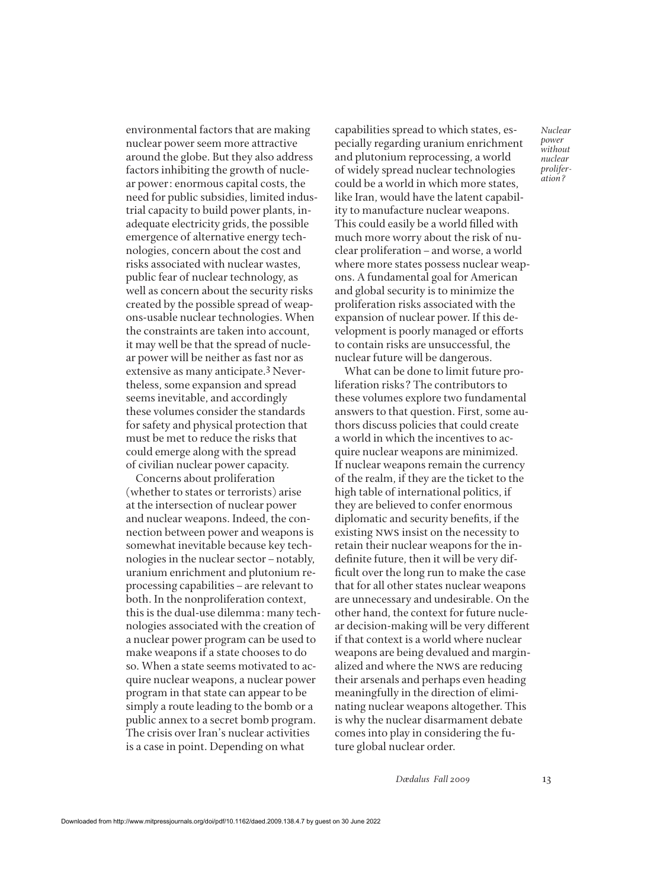environmental factors that are making nuclear power seem more attractive around the globe. But they also address factors inhibiting the growth of nuclear power: enormous capital costs, the need for public subsidies, limited industrial capacity to build power plants, inadequate electricity grids, the possible emergence of alternative energy technologies, concern about the cost and risks associated with nuclear wastes, public fear of nuclear technology, as well as concern about the security risks created by the possible spread of weapons-usable nuclear technologies. When the constraints are taken into account, it may well be that the spread of nuclear power will be neither as fast nor as extensive as many anticipate.[3] Nevertheless, some expansion and spread seems inevitable, and accordingly these volumes consider the standards for safety and physical protection that must be met to reduce the risks that could emerge along with the spread of civilian nuclear power capacity.

Concerns about proliferation (whether to states or terrorists) arise at the intersection of nuclear power and nuclear weapons. Indeed, the connection between power and weapons is somewhat inevitable because key technologies in the nuclear sector – notably, uranium enrichment and plutonium reprocessing capabilities – are relevant to both. In the nonproliferation context, this is the dual-use dilemma: many technologies associated with the creation of a nuclear power program can be used to make weapons if a state chooses to do so. When a state seems motivated to acquire nuclear weapons, a nuclear power program in that state can appear to be simply a route leading to the bomb or a public annex to a secret bomb program. The crisis over Iran's nuclear activities is a case in point. Depending on what capabilities spread to which states, especially regarding uranium enrichment and plutonium reprocessing, a world of widely spread nuclear technologies could be a world in which more states, like Iran, would have the latent capability to manufacture nuclear weapons. This could easily be a world filled with much more worry about the risk of nuclear proliferation – and worse, a world where more states possess nuclear weapons. A fundamental goal for American and global security is to minimize the proliferation risks associated with the expansion of nuclear power. If this development is poorly managed or efforts to contain risks are unsuccessful, the nuclear future will be dangerous.

What can be done to limit future proliferation risks? The contributors to these volumes explore two fundamental answers to that question. First, some authors discuss policies that could create a world in which the incentives to acquire nuclear weapons are minimized. If nuclear weapons remain the currency of the realm, if they are the ticket to the high table of international politics, if they are believed to confer enormous diplomatic and security benefits, if the existing NWS insist on the necessity to retain their nuclear weapons for the indefinite future, then it will be very difficult over the long run to make the case that for all other states nuclear weapons are unnecessary and undesirable. On the other hand, the context for future nuclear decision-making will be very different if that context is a world where nuclear weapons are being devalued and marginalized and where the NWS are reducing their arsenals and perhaps even heading meaningfully in the direction of eliminating nuclear weapons altogether. This is why the nuclear disarmament debate comes into play in considering the future global nuclear order.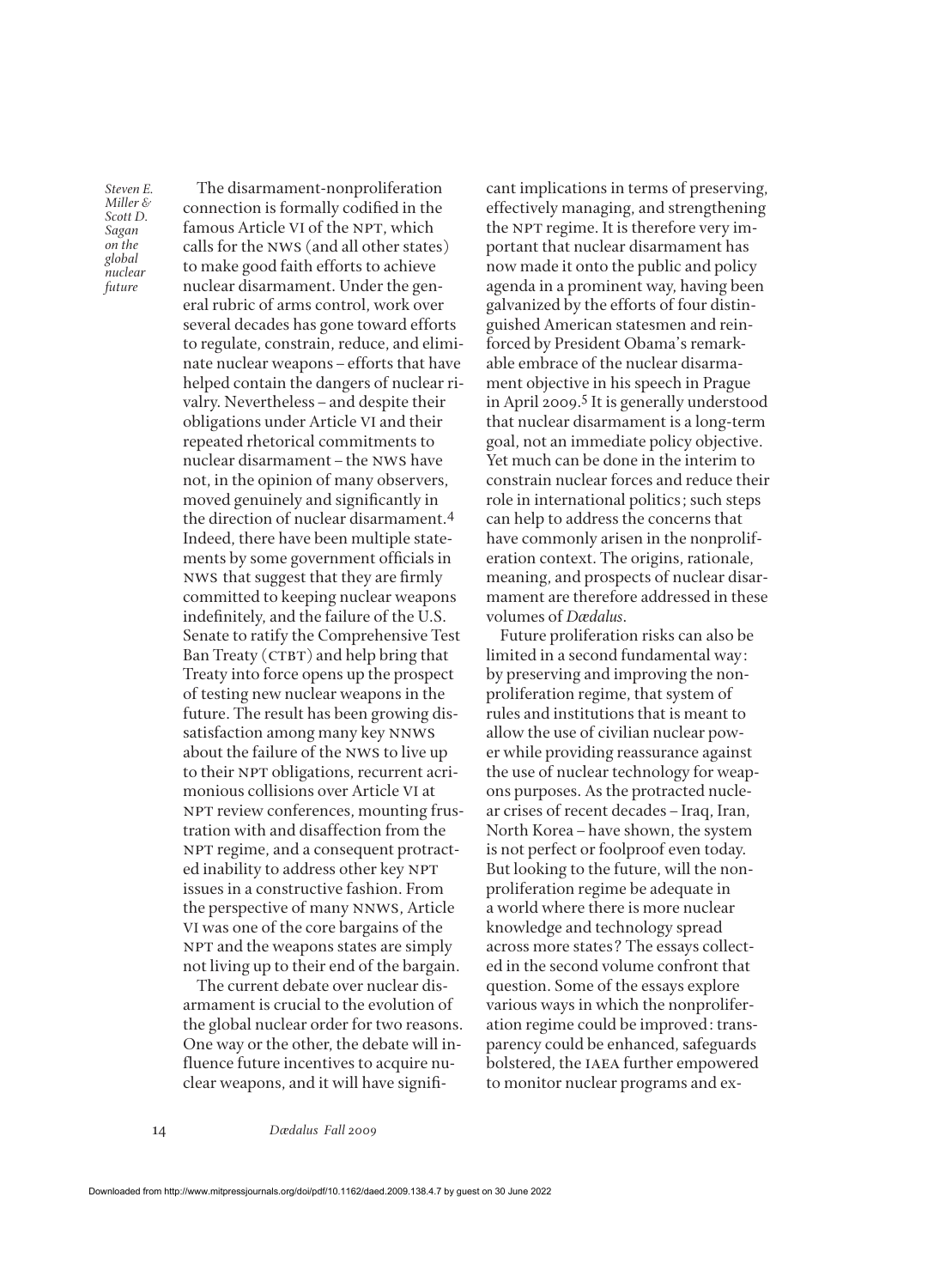The disarmament-nonproliferation connection is formally codified in the famous Article VI of the NPT, which calls for the NWS (and all other states) to make good faith efforts to achieve nuclear disarmament. Under the general rubric of arms control, work over several decades has gone toward efforts to regulate, constrain, reduce, and eliminate nuclear weapons – efforts that have helped contain the dangers of nuclear rivalry. Nevertheless – and despite their obligations under Article VI and their repeated rhetorical commitments to nuclear disarmament – the NWS have not, in the opinion of many observers, moved genuinely and significantly in the direction of nuclear disarmament.[4] Indeed, there have been multiple statements by some government officials in NWS that suggest that they are firmly committed to keeping nuclear weapons indefinitely, and the failure of the U.S. Senate to ratify the Comprehensive Test Ban Treaty (CTBT) and help bring that Treaty into force opens up the prospect of testing new nuclear weapons in the future. The result has been growing dissatisfaction among many key NNWS about the failure of the NWS to live up to their NPT obligations, recurrent acrimonious collisions over Article VI at NPT review conferences, mounting frustration with and disaffection from the NPT regime, and a consequent protracted inability to address other key NPT issues in a constructive fashion. From the perspective of many NNWS, Article VI was one of the core bargains of the NPT and the weapons states are simply not living up to their end of the bargain.

The current debate over nuclear disarmament is crucial to the evolution of the global nuclear order for two reasons. One way or the other, the debate will influence future incentives to acquire nuclear weapons, and it will have significant implications in terms of preserving, effectively managing, and strengthening the NPT regime. It is therefore very important that nuclear disarmament has now made it onto the public and policy agenda in a prominent way, having been galvanized by the efforts of four distinguished American statesmen and reinforced by President Obama's remarkable embrace of the nuclear disarmament objective in his speech in Prague in April 2009.[5] It is generally understood that nuclear disarmament is a long-term goal, not an immediate policy objective. Yet much can be done in the interim to constrain nuclear forces and reduce their role in international politics; such steps can help to address the concerns that have commonly arisen in the nonproliferation context. The origins, rationale, meaning, and prospects of nuclear disarmament are therefore addressed in these volumes of *Dædalus*.

Future proliferation risks can also be limited in a second fundamental way: by preserving and improving the nonproliferation regime, that system of rules and institutions that is meant to allow the use of civilian nuclear power while providing reassurance against the use of nuclear technology for weapons purposes. As the protracted nuclear crises of recent decades – Iraq, Iran, North Korea – have shown, the system is not perfect or foolproof even today. But looking to the future, will the nonproliferation regime be adequate in a world where there is more nuclear knowledge and technology spread across more states? The essays collected in the second volume confront that question. Some of the essays explore various ways in which the nonproliferation regime could be improved: transparency could be enhanced, safeguards bolstered, the IAEA further empowered to monitor nuclear programs and ex-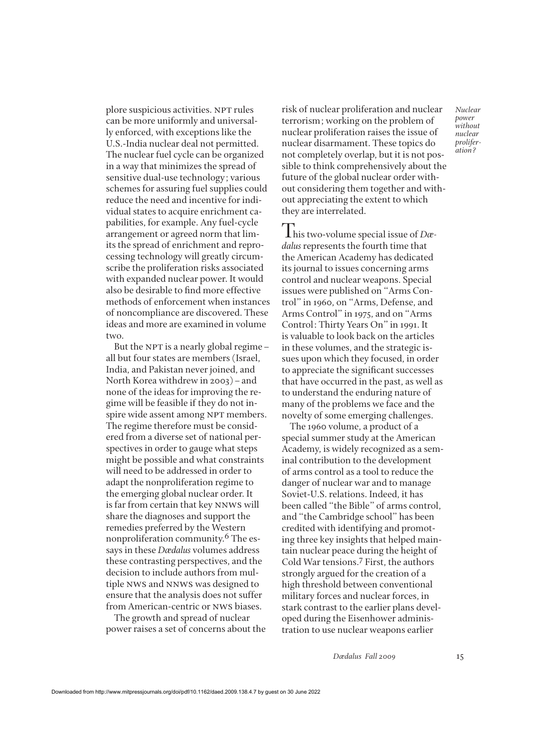plore suspicious activities. NPT rules can be more uniformly and universally enforced, with exceptions like the U.S.-India nuclear deal not permitted. The nuclear fuel cycle can be organized in a way that minimizes the spread of sensitive dual-use technology; various schemes for assuring fuel supplies could reduce the need and incentive for individual states to acquire enrichment capabilities, for example. Any fuel-cycle arrangement or agreed norm that limits the spread of enrichment and reprocessing technology will greatly circumscribe the proliferation risks associated with expanded nuclear power. It would also be desirable to find more effective methods of enforcement when instances of noncompliance are discovered. These ideas and more are examined in volume two.

But the NPT is a nearly global regime – all but four states are members (Israel, India, and Pakistan never joined, and North Korea withdrew in 2003) – and none of the ideas for improving the regime will be feasible if they do not inspire wide assent among NPT members. The regime therefore must be considered from a diverse set of national perspectives in order to gauge what steps might be possible and what constraints will need to be addressed in order to adapt the nonproliferation regime to the emerging global nuclear order. It is far from certain that key NNWS will share the diagnoses and support the remedies preferred by the Western nonproliferation community.[6] The essays in these *Dædalus* volumes address these contrasting perspectives, and the decision to include authors from multiple NWS and NNWS was designed to ensure that the analysis does not suffer from American-centric or NWS biases.

The growth and spread of nuclear power raises a set of concerns about the risk of nuclear proliferation and nuclear terrorism; working on the problem of nuclear proliferation raises the issue of nuclear disarmament. These topics do not completely overlap, but it is not possible to think comprehensively about the future of the global nuclear order without considering them together and without appreciating the extent to which they are interrelated.

This two-volume special issue of *Dædalus* represents the fourth time that the American Academy has dedicated its journal to issues concerning arms control and nuclear weapons. Special issues were published on "Arms Control" in 1960, on "Arms, Defense, and Arms Control" in 1975, and on "Arms Control: Thirty Years On" in 1991. It is valuable to look back on the articles in these volumes, and the strategic issues upon which they focused, in order to appreciate the significant successes that have occurred in the past, as well as to understand the enduring nature of many of the problems we face and the novelty of some emerging challenges.

The 1960 volume, a product of a special summer study at the American Academy, is widely recognized as a seminal contribution to the development of arms control as a tool to reduce the danger of nuclear war and to manage Soviet-U.S. relations. Indeed, it has been called "the Bible" of arms control, and "the Cambridge school" has been credited with identifying and promoting three key insights that helped maintain nuclear peace during the height of Cold War tensions.[7] First, the authors strongly argued for the creation of a high threshold between conventional military forces and nuclear forces, in stark contrast to the earlier plans developed during the Eisenhower administration to use nuclear weapons earlier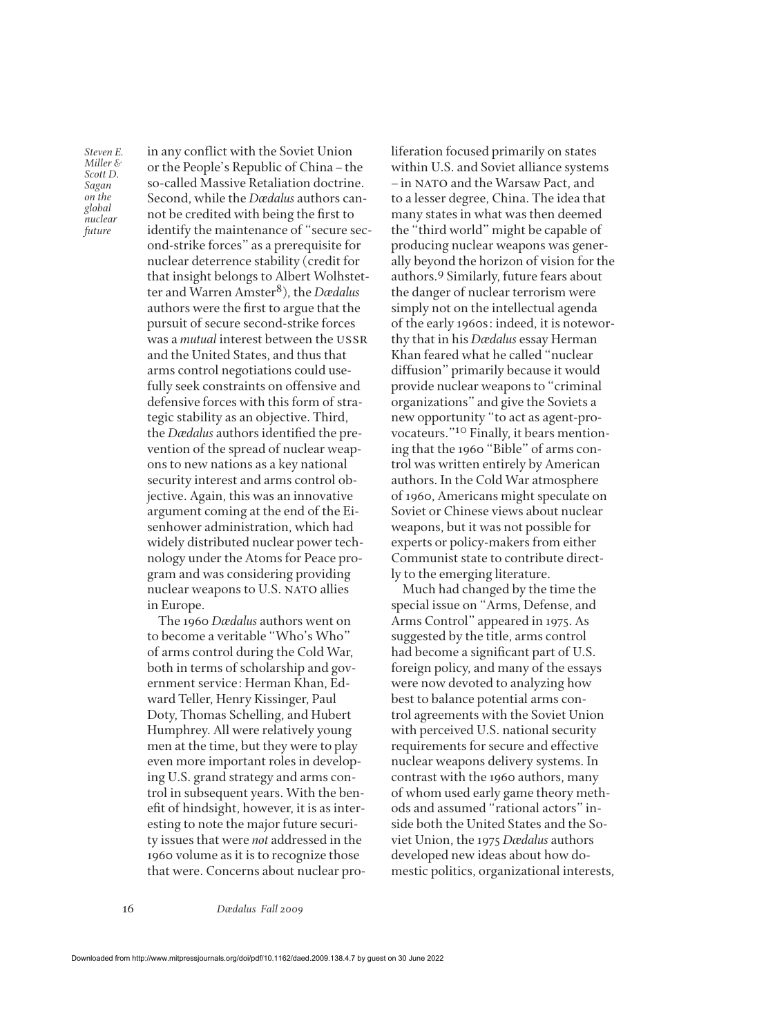in any conflict with the Soviet Union or the People's Republic of China – the so-called Massive Retaliation doctrine. Second, while the *Dædalus* authors cannot be credited with being the first to identify the maintenance of "secure second-strike forces" as a prerequisite for nuclear deterrence stability (credit for that insight belongs to Albert Wolhstetter and Warren Amster[8]), the *Dædalus* authors were the first to argue that the pursuit of secure second-strike forces was a *mutual* interest between the USSR and the United States, and thus that arms control negotiations could usefully seek constraints on offensive and defensive forces with this form of strategic stability as an objective. Third, the *Dædalus* authors identified the prevention of the spread of nuclear weapons to new nations as a key national security interest and arms control objective. Again, this was an innovative argument coming at the end of the Eisenhower administration, which had widely distributed nuclear power technology under the Atoms for Peace program and was considering providing nuclear weapons to U.S. NATO allies in Europe.

The 1960 *Dædalus* authors went on to become a veritable "Who's Who" of arms control during the Cold War, both in terms of scholarship and government service: Herman Khan, Edward Teller, Henry Kissinger, Paul Doty, Thomas Schelling, and Hubert Humphrey. All were relatively young men at the time, but they were to play even more important roles in developing U.S. grand strategy and arms control in subsequent years. With the benefit of hindsight, however, it is as interesting to note the major future security issues that were *not* addressed in the 1960 volume as it is to recognize those that were. Concerns about nuclear proliferation focused primarily on states within U.S. and Soviet alliance systems – in NATO and the Warsaw Pact, and to a lesser degree, China. The idea that many states in what was then deemed the "third world" might be capable of producing nuclear weapons was generally beyond the horizon of vision for the authors.[9] Similarly, future fears about the danger of nuclear terrorism were simply not on the intellectual agenda of the early 1960s: indeed, it is noteworthy that in his *Dædalus* essay Herman Khan feared what he called "nuclear diffusion" primarily because it would provide nuclear weapons to "criminal organizations" and give the Soviets a new opportunity "to act as agent-provocateurs."[10] Finally, it bears mentioning that the 1960 "Bible" of arms control was written entirely by American authors. In the Cold War atmosphere of 1960, Americans might speculate on Soviet or Chinese views about nuclear weapons, but it was not possible for experts or policy-makers from either Communist state to contribute directly to the emerging literature.

Much had changed by the time the special issue on "Arms, Defense, and Arms Control" appeared in 1975. As suggested by the title, arms control had become a significant part of U.S. foreign policy, and many of the essays were now devoted to analyzing how best to balance potential arms control agreements with the Soviet Union with perceived U.S. national security requirements for secure and effective nuclear weapons delivery systems. In contrast with the 1960 authors, many of whom used early game theory methods and assumed "rational actors" inside both the United States and the Soviet Union, the 1975 *Dædalus* authors developed new ideas about how domestic politics, organizational interests,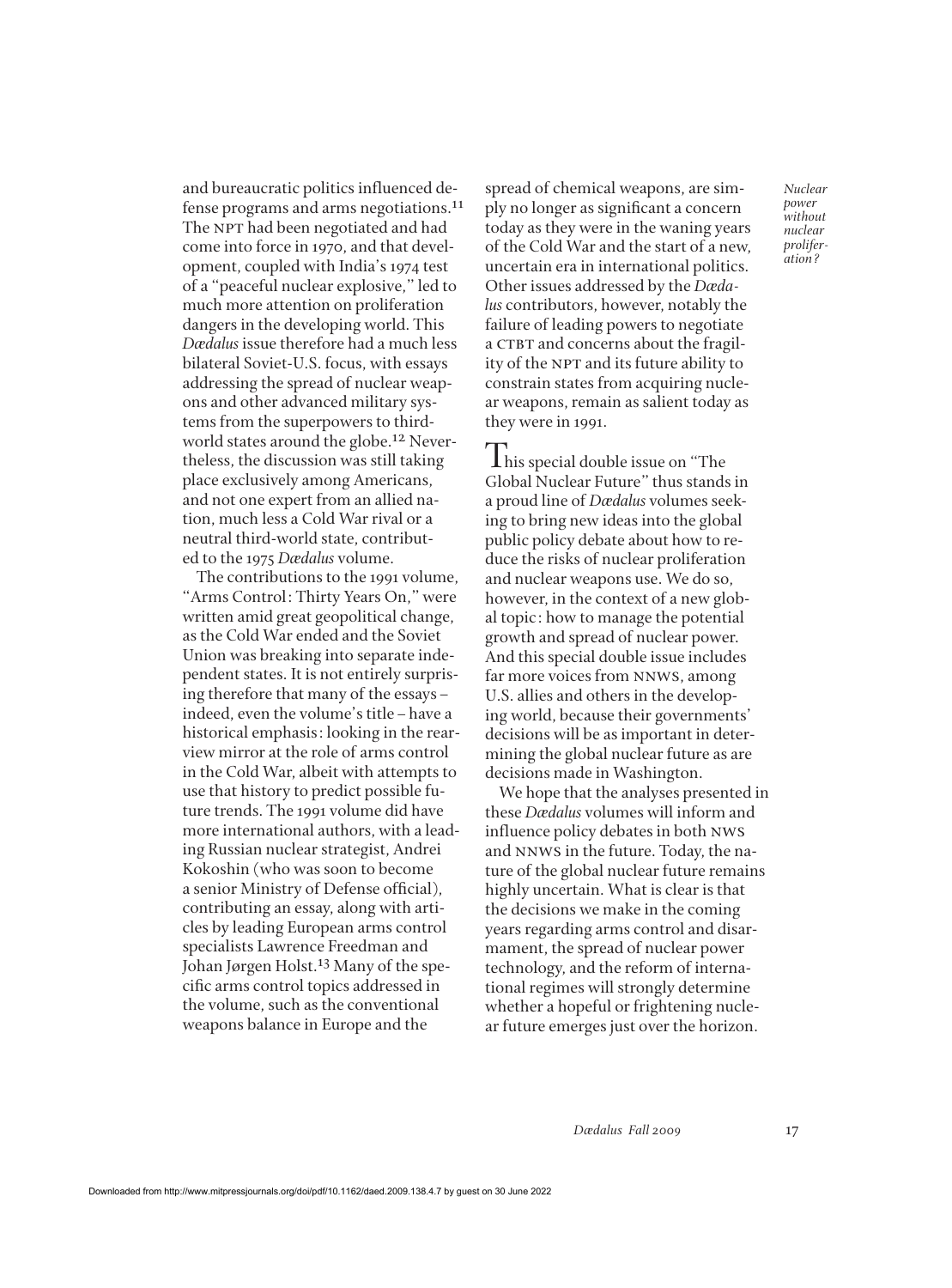and bureaucratic politics influenced defense programs and arms negotiations.[11] The NPT had been negotiated and had come into force in 1970, and that development, coupled with India's 1974 test of a "peaceful nuclear explosive," led to much more attention on proliferation dangers in the developing world. This *Dædalus* issue therefore had a much less bilateral Soviet-U.S. focus, with essays addressing the spread of nuclear weapons and other advanced military systems from the superpowers to third-world states around the globe.[12] Nevertheless, the discussion was still taking place exclusively among Americans, and not one expert from an allied nation, much less a Cold War rival or a neutral third-world state, contributed to the 1975 *Dædalus* volume.

The contributions to the 1991 volume, "Arms Control: Thirty Years On," were written amid great geopolitical change, as the Cold War ended and the Soviet Union was breaking into separate independent states. It is not entirely surprising therefore that many of the essays – indeed, even the volume's title – have a historical emphasis: looking in the rear-view mirror at the role of arms control in the Cold War, albeit with attempts to use that history to predict possible future trends. The 1991 volume did have more international authors, with a leading Russian nuclear strategist, Andrei Kokoshin (who was soon to become a senior Ministry of Defense official), contributing an essay, along with articles by leading European arms control specialists Lawrence Freedman and Johan Jørgen Holst.[13] Many of the specific arms control topics addressed in the volume, such as the conventional weapons balance in Europe and the spread of chemical weapons, are simply no longer as significant a concern today as they were in the waning years of the Cold War and the start of a new, uncertain era in international politics. Other issues addressed by the *Dædalus* contributors, however, notably the failure of leading powers to negotiate a CTBT and concerns about the fragility of the NPT and its future ability to constrain states from acquiring nuclear weapons, remain as salient today as they were in 1991.

This special double issue on "The Global Nuclear Future" thus stands in a proud line of *Dædalus* volumes seeking to bring new ideas into the global public policy debate about how to reduce the risks of nuclear proliferation and nuclear weapons use. We do so, however, in the context of a new global topic: how to manage the potential growth and spread of nuclear power. And this special double issue includes far more voices from NNWS, among U.S. allies and others in the developing world, because their governments' decisions will be as important in determining the global nuclear future as are decisions made in Washington.

We hope that the analyses presented in these *Dædalus* volumes will inform and influence policy debates in both NWS and NNWS in the future. Today, the nature of the global nuclear future remains highly uncertain. What is clear is that the decisions we make in the coming years regarding arms control and disarmament, the spread of nuclear power technology, and the reform of international regimes will strongly determine whether a hopeful or frightening nuclear future emerges just over the horizon.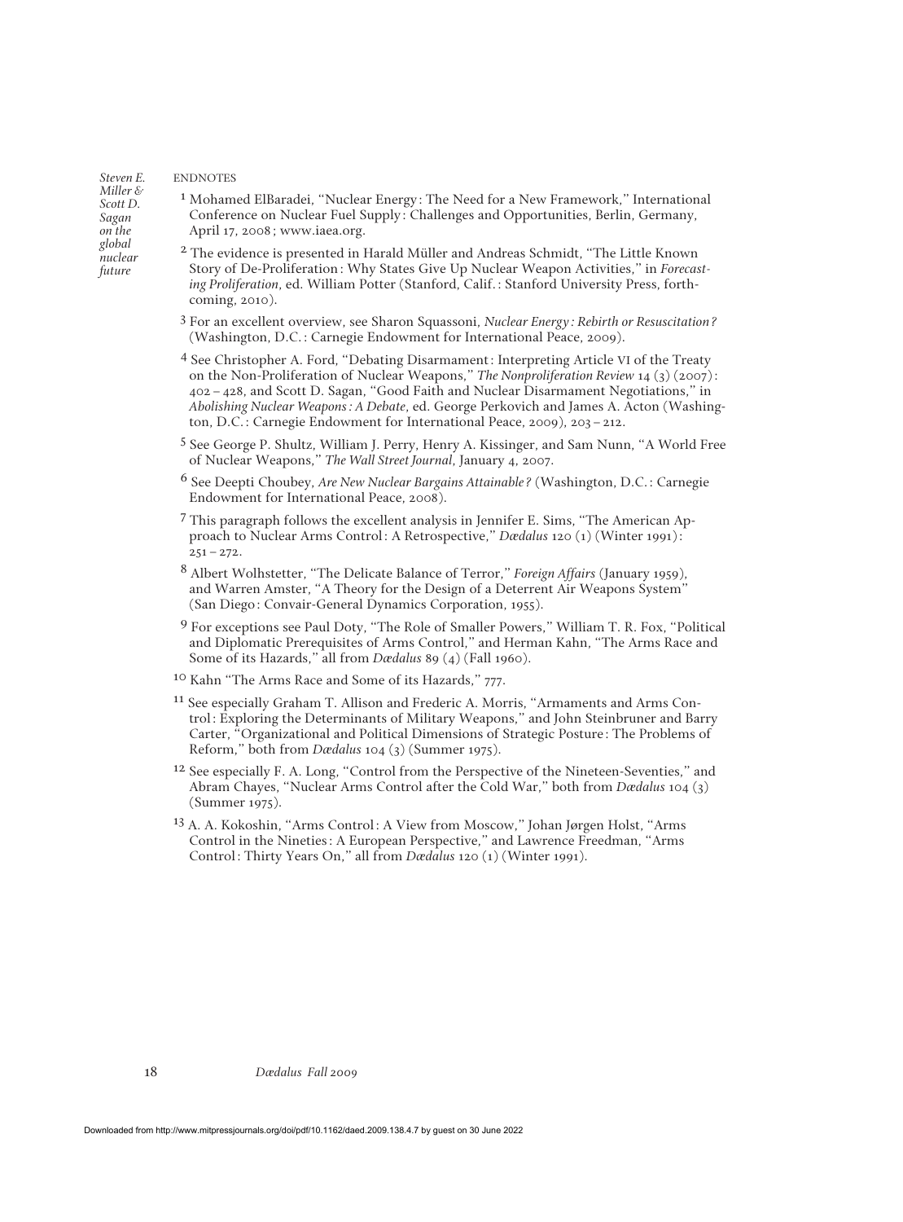## ENDNOTES

[1] Mohamed ElBaradei, "Nuclear Energy: The Need for a New Framework," International Conference on Nuclear Fuel Supply: Challenges and Opportunities, Berlin, Germany, April 17, 2008; www.iaea.org.

[2] The evidence is presented in Harald Müller and Andreas Schmidt, "The Little Known Story of De-Proliferation: Why States Give Up Nuclear Weapon Activities," in *Forecasting Proliferation*, ed. William Potter (Stanford, Calif.: Stanford University Press, forthcoming, 2010).

[3] For an excellent overview, see Sharon Squassoni, *Nuclear Energy: Rebirth or Resuscitation?* (Washington, D.C.: Carnegie Endowment for International Peace, 2009).

[4] See Christopher A. Ford, "Debating Disarmament: Interpreting Article VI of the Treaty on the Non-Proliferation of Nuclear Weapons," *The Nonproliferation Review* 14 (3) (2007): 402–428, and Scott D. Sagan, "Good Faith and Nuclear Disarmament Negotiations," in *Abolishing Nuclear Weapons: A Debate*, ed. George Perkovich and James A. Acton (Washington, D.C.: Carnegie Endowment for International Peace, 2009), 203–212.

[5] See George P. Shultz, William J. Perry, Henry A. Kissinger, and Sam Nunn, "A World Free of Nuclear Weapons," *The Wall Street Journal*, January 4, 2007.

[6] See Deepti Choubey, *Are New Nuclear Bargains Attainable?* (Washington, D.C.: Carnegie Endowment for International Peace, 2008).

[7] This paragraph follows the excellent analysis in Jennifer E. Sims, "The American Approach to Nuclear Arms Control: A Retrospective," *Dædalus* 120 (1) (Winter 1991): 251–272.

[8] Albert Wolhstetter, "The Delicate Balance of Terror," *Foreign Affairs* (January 1959), and Warren Amster, "A Theory for the Design of a Deterrent Air Weapons System" (San Diego: Convair-General Dynamics Corporation, 1955).

[9] For exceptions see Paul Doty, "The Role of Smaller Powers," William T. R. Fox, "Political and Diplomatic Prerequisites of Arms Control," and Herman Kahn, "The Arms Race and Some of its Hazards," all from *Dædalus* 89 (4) (Fall 1960).

[10] Kahn "The Arms Race and Some of its Hazards," 777.

[11] See especially Graham T. Allison and Frederic A. Morris, "Armaments and Arms Control: Exploring the Determinants of Military Weapons," and John Steinbruner and Barry Carter, "Organizational and Political Dimensions of Strategic Posture: The Problems of Reform," both from *Dædalus* 104 (3) (Summer 1975).

[12] See especially F. A. Long, "Control from the Perspective of the Nineteen-Seventies," and Abram Chayes, "Nuclear Arms Control after the Cold War," both from *Dædalus* 104 (3) (Summer 1975).

[13] A. A. Kokoshin, "Arms Control: A View from Moscow," Johan Jørgen Holst, "Arms Control in the Nineties: A European Perspective," and Lawrence Freedman, "Arms Control: Thirty Years On," all from *Dædalus* 120 (1) (Winter 1991).